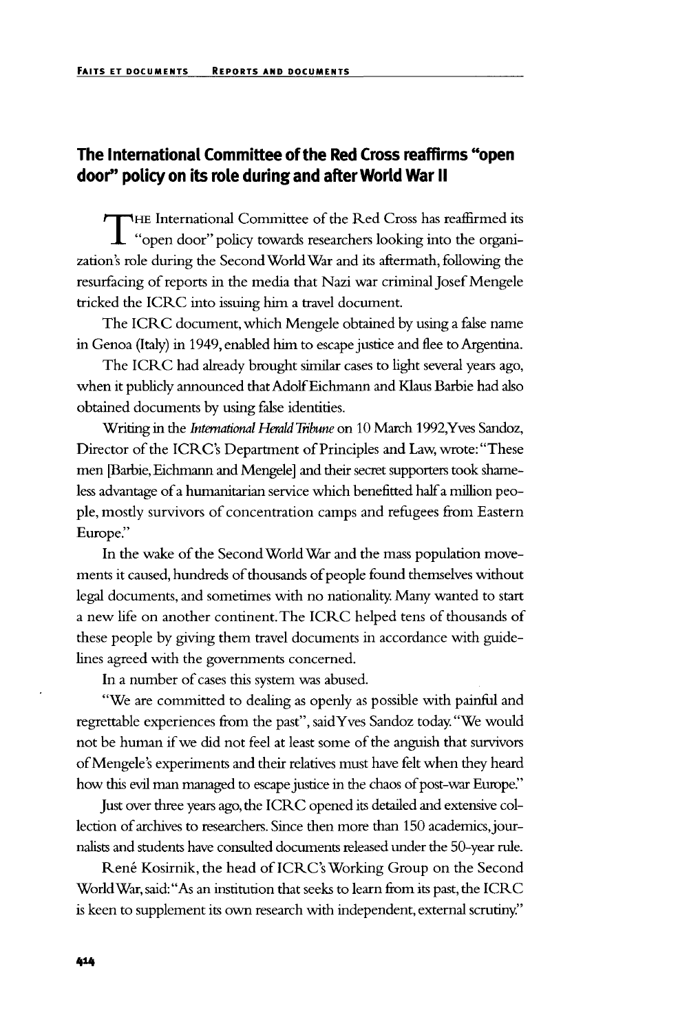## The International Committee of the Red Cross reaffirms "open door" policy on its role during and after World War II

The International Committee of the Red Cross has reaffirmed its "open door" policy towards researchers looking into the organization's role during the Second World War and its aftermath, following the resurfacing of reports in the media that Nazi war criminal Josef Mengele tricked the ICRC into issuing him a travel document.

The ICRC document, which Mengele obtained by using a false name in Genoa (Italy) in 1949, enabled him to escape justice and flee to Argentina.

The ICRC had already brought similar cases to light several years ago, when it publicly announced that Adolf Eichmann and Klaus Barbie had also obtained documents by using false identities.

Writing in the *International Herald Tribune* on 10 March 1992, Yves Sandoz, Director of the ICRC's Department of Principles and Law, wrote: "These men [Barbie, Eichmann and Mengele] and their secret supporters took shameless advantage of a humanitarian service which benefitted half a million people, mostly survivors of concentration camps and refugees from Eastern Europe."

In the wake of the Second World War and the mass population movements it caused, hundreds of thousands of people found themselves without legal documents, and sometimes with no nationality. Many wanted to start a new life on another continent. The ICRC helped tens of thousands of these people by giving them travel documents in accordance with guidelines agreed with the governments concerned.

In a number of cases this system was abused.

"We are committed to dealing as openly as possible with painful and regrettable experiences from the past", said Yves Sandoz today. "We would not be human if we did not feel at least some of the anguish that survivors of Mengele's experiments and their relatives must have felt when they heard how this evil man managed to escape justice in the chaos of post-war Europe."

Just over three years ago, the ICRC opened its detailed and extensive collection of archives to researchers. Since then more than 150 academics, journalists and students have consulted documents released under the 50-year rule.

René Kosirnik, the head of ICRC's Working Group on the Second World War, said: "As an institution that seeks to learn from its past, the ICRC is keen to supplement its own research with independent, external scrutiny."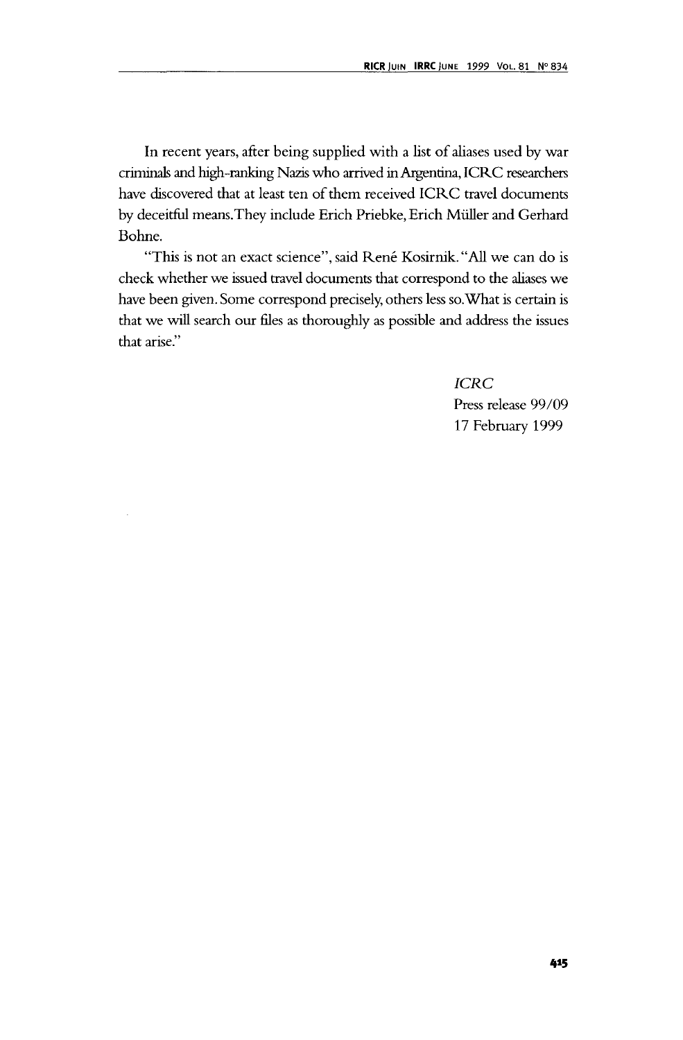In recent years, after being supplied with a list of aliases used by war criminals and high-ranking Nazis who arrived in Argentina, ICRC researchers have discovered that at least ten of them received ICRC travel documents by deceitful means. They include Erich Priebke, Erich Müller and Gerhard Bohne.

"This is not an exact science", said René Kosirnik. "All we can do is check whether we issued travel documents that correspond to the aliases we have been given. Some correspond precisely, others less so. What is certain is that we will search our files as thoroughly as possible and address the issues that arise."

*ICRC*
Press release 99/09
17 February 1999